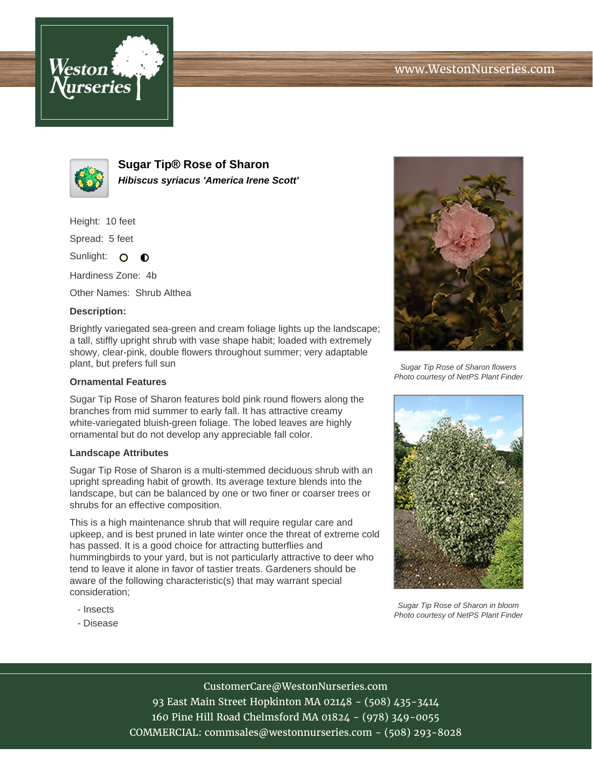www.WestonNurseries.com

# Sugar Tip® Rose of Sharon

***Hibiscus syriacus 'America Irene Scott'***

Height: 10 feet

Spread: 5 feet

Sunlight:

Hardiness Zone: 4b

Other Names: Shrub Althea

**Description:**

Brightly variegated sea-green and cream foliage lights up the landscape; a tall, stiffly upright shrub with vase shape habit; loaded with extremely showy, clear-pink, double flowers throughout summer; very adaptable plant, but prefers full sun

### Ornamental Features

Sugar Tip Rose of Sharon features bold pink round flowers along the branches from mid summer to early fall. It has attractive creamy white-variegated bluish-green foliage. The lobed leaves are highly ornamental but do not develop any appreciable fall color.

### Landscape Attributes

Sugar Tip Rose of Sharon is a multi-stemmed deciduous shrub with an upright spreading habit of growth. Its average texture blends into the landscape, but can be balanced by one or two finer or coarser trees or shrubs for an effective composition.

This is a high maintenance shrub that will require regular care and upkeep, and is best pruned in late winter once the threat of extreme cold has passed. It is a good choice for attracting butterflies and hummingbirds to your yard, but is not particularly attractive to deer who tend to leave it alone in favor of tastier treats. Gardeners should be aware of the following characteristic(s) that may warrant special consideration;

- Insects
- Disease

*Sugar Tip Rose of Sharon flowers*
*Photo courtesy of NetPS Plant Finder*

*Sugar Tip Rose of Sharon in bloom*
*Photo courtesy of NetPS Plant Finder*

CustomerCare@WestonNurseries.com
93 East Main Street Hopkinton MA 02148 - (508) 435-3414
160 Pine Hill Road Chelmsford MA 01824 - (978) 349-0055
COMMERCIAL: commsales@westonnurseries.com - (508) 293-8028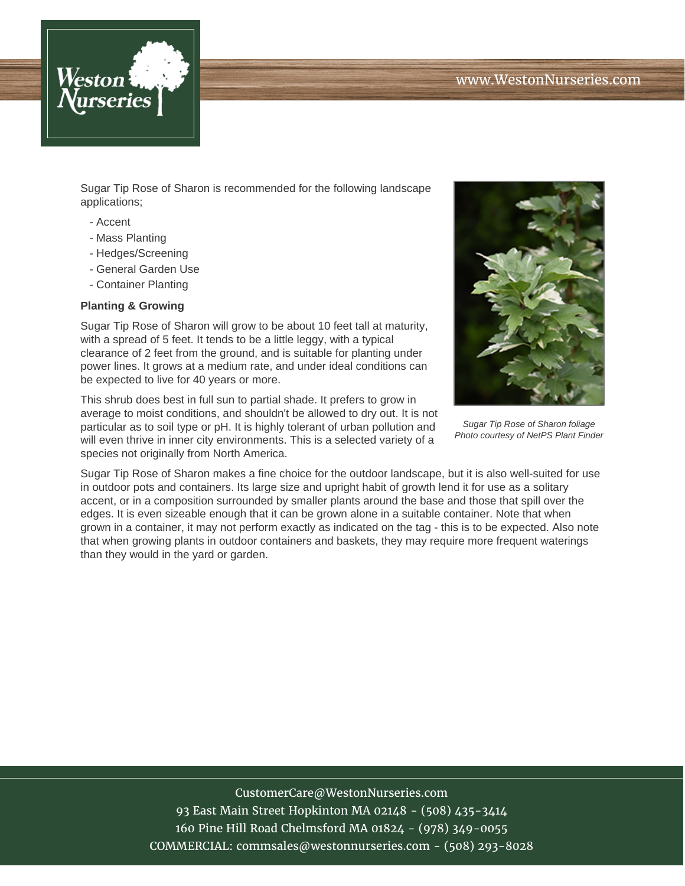Sugar Tip Rose of Sharon is recommended for the following landscape applications;

- Accent
- Mass Planting
- Hedges/Screening
- General Garden Use
- Container Planting

**Planting & Growing**

Sugar Tip Rose of Sharon will grow to be about 10 feet tall at maturity, with a spread of 5 feet. It tends to be a little leggy, with a typical clearance of 2 feet from the ground, and is suitable for planting under power lines. It grows at a medium rate, and under ideal conditions can be expected to live for 40 years or more.

This shrub does best in full sun to partial shade. It prefers to grow in average to moist conditions, and shouldn't be allowed to dry out. It is not particular as to soil type or pH. It is highly tolerant of urban pollution and will even thrive in inner city environments. This is a selected variety of a species not originally from North America.

*Sugar Tip Rose of Sharon foliage*
*Photo courtesy of NetPS Plant Finder*

Sugar Tip Rose of Sharon makes a fine choice for the outdoor landscape, but it is also well-suited for use in outdoor pots and containers. Its large size and upright habit of growth lend it for use as a solitary accent, or in a composition surrounded by smaller plants around the base and those that spill over the edges. It is even sizeable enough that it can be grown alone in a suitable container. Note that when grown in a container, it may not perform exactly as indicated on the tag - this is to be expected. Also note that when growing plants in outdoor containers and baskets, they may require more frequent waterings than they would in the yard or garden.